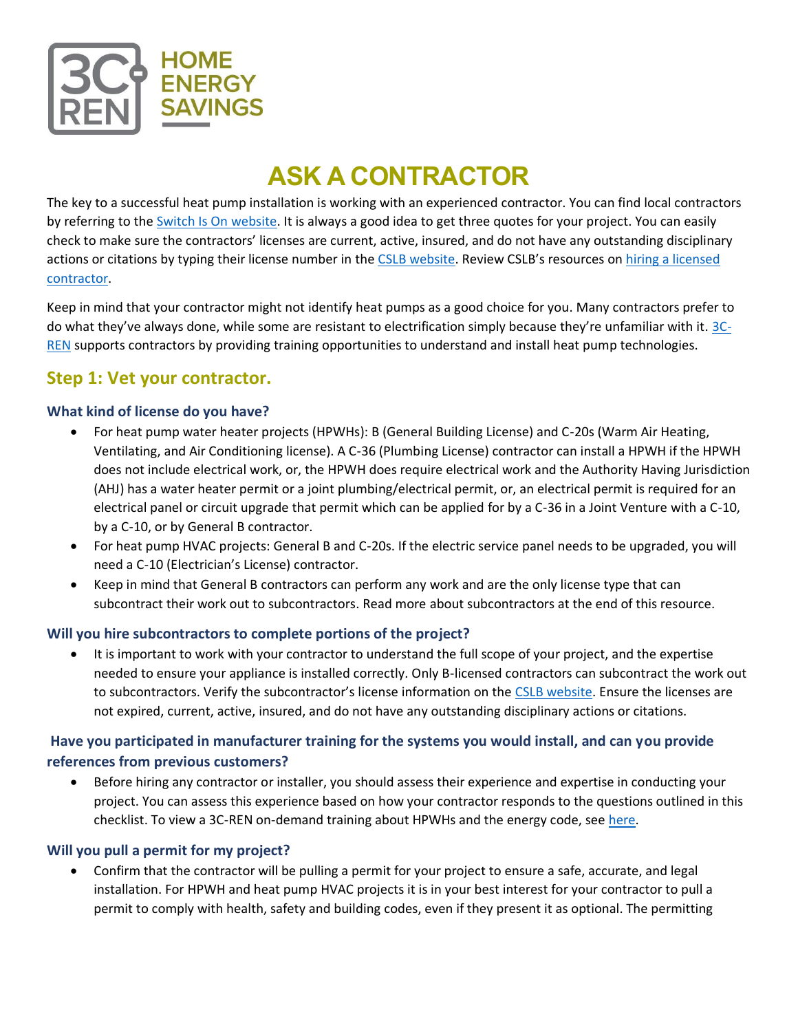# ASK A CONTRACTOR

The key to a successful heat pump installation is working with an experienced contractor. You can find local contractors by referring to the [Switch Is On website](). It is always a good idea to get three quotes for your project. You can easily check to make sure the contractors' licenses are current, active, insured, and do not have any outstanding disciplinary actions or citations by typing their license number in the [CSLB website](). Review CSLB's resources on [hiring a licensed contractor]().

Keep in mind that your contractor might not identify heat pumps as a good choice for you. Many contractors prefer to do what they've always done, while some are resistant to electrification simply because they're unfamiliar with it. [3C-REN]() supports contractors by providing training opportunities to understand and install heat pump technologies.

## Step 1: Vet your contractor.

### What kind of license do you have?

- For heat pump water heater projects (HPWHs): B (General Building License) and C-20s (Warm Air Heating, Ventilating, and Air Conditioning license). A C-36 (Plumbing License) contractor can install a HPWH if the HPWH does not include electrical work, or, the HPWH does require electrical work and the Authority Having Jurisdiction (AHJ) has a water heater permit or a joint plumbing/electrical permit, or, an electrical permit is required for an electrical panel or circuit upgrade that permit which can be applied for by a C-36 in a Joint Venture with a C-10, by a C-10, or by General B contractor.
- For heat pump HVAC projects: General B and C-20s. If the electric service panel needs to be upgraded, you will need a C-10 (Electrician's License) contractor.
- Keep in mind that General B contractors can perform any work and are the only license type that can subcontract their work out to subcontractors. Read more about subcontractors at the end of this resource.

### Will you hire subcontractors to complete portions of the project?

- It is important to work with your contractor to understand the full scope of your project, and the expertise needed to ensure your appliance is installed correctly. Only B-licensed contractors can subcontract the work out to subcontractors. Verify the subcontractor's license information on the [CSLB website](). Ensure the licenses are not expired, current, active, insured, and do not have any outstanding disciplinary actions or citations.

### Have you participated in manufacturer training for the systems you would install, and can you provide references from previous customers?

- Before hiring any contractor or installer, you should assess their experience and expertise in conducting your project. You can assess this experience based on how your contractor responds to the questions outlined in this checklist. To view a 3C-REN on-demand training about HPWHs and the energy code, see [here]().

### Will you pull a permit for my project?

- Confirm that the contractor will be pulling a permit for your project to ensure a safe, accurate, and legal installation. For HPWH and heat pump HVAC projects it is in your best interest for your contractor to pull a permit to comply with health, safety and building codes, even if they present it as optional. The permitting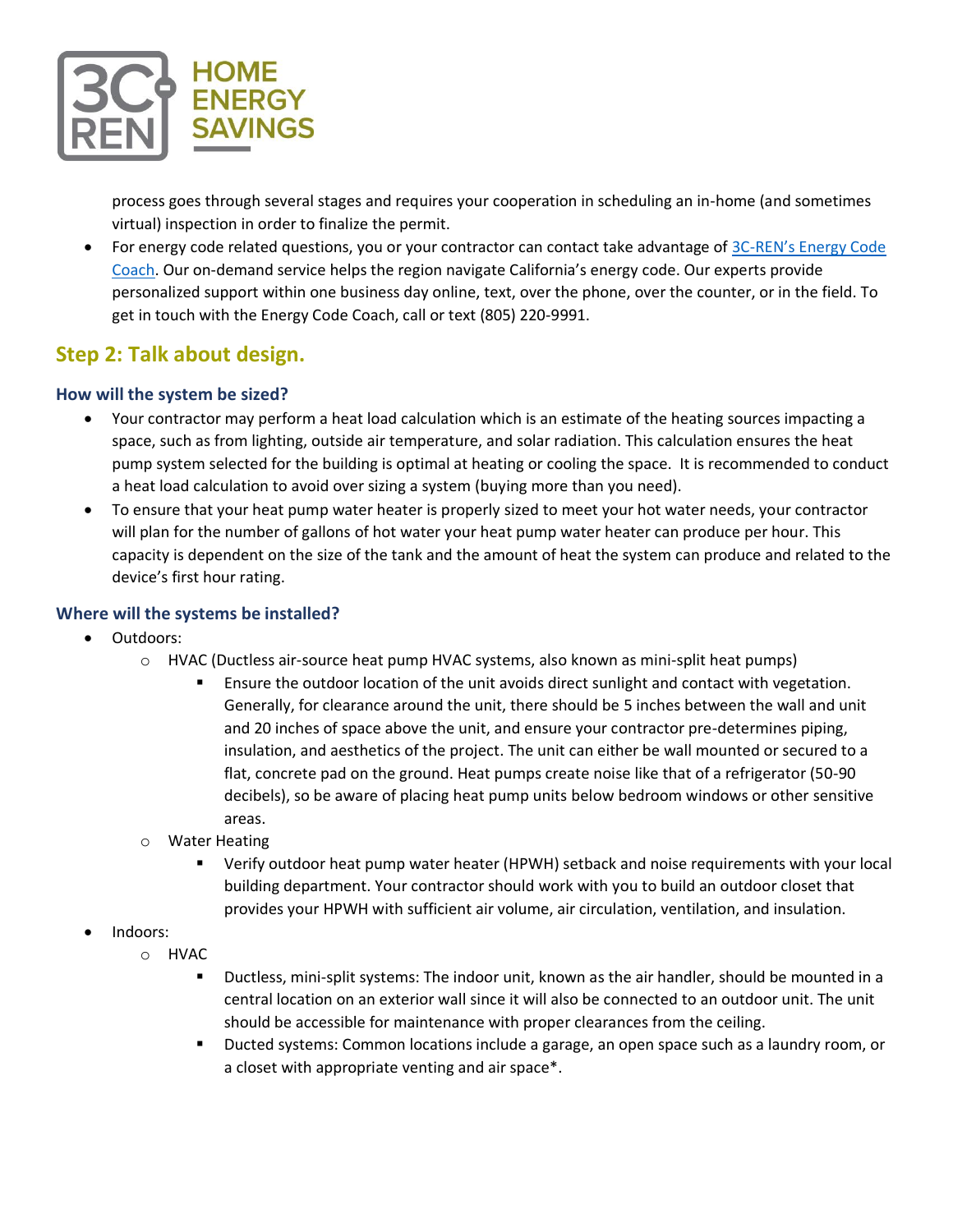process goes through several stages and requires your cooperation in scheduling an in-home (and sometimes virtual) inspection in order to finalize the permit.

- For energy code related questions, you or your contractor can contact take advantage of 3C-REN's Energy Code Coach. Our on-demand service helps the region navigate California's energy code. Our experts provide personalized support within one business day online, text, over the phone, over the counter, or in the field. To get in touch with the Energy Code Coach, call or text (805) 220-9991.

## Step 2: Talk about design.

### How will the system be sized?

- Your contractor may perform a heat load calculation which is an estimate of the heating sources impacting a space, such as from lighting, outside air temperature, and solar radiation. This calculation ensures the heat pump system selected for the building is optimal at heating or cooling the space. It is recommended to conduct a heat load calculation to avoid over sizing a system (buying more than you need).
- To ensure that your heat pump water heater is properly sized to meet your hot water needs, your contractor will plan for the number of gallons of hot water your heat pump water heater can produce per hour. This capacity is dependent on the size of the tank and the amount of heat the system can produce and related to the device's first hour rating.

### Where will the systems be installed?

- Outdoors:
  - HVAC (Ductless air-source heat pump HVAC systems, also known as mini-split heat pumps)
    - Ensure the outdoor location of the unit avoids direct sunlight and contact with vegetation. Generally, for clearance around the unit, there should be 5 inches between the wall and unit and 20 inches of space above the unit, and ensure your contractor pre-determines piping, insulation, and aesthetics of the project. The unit can either be wall mounted or secured to a flat, concrete pad on the ground. Heat pumps create noise like that of a refrigerator (50-90 decibels), so be aware of placing heat pump units below bedroom windows or other sensitive areas.
  - Water Heating
    - Verify outdoor heat pump water heater (HPWH) setback and noise requirements with your local building department. Your contractor should work with you to build an outdoor closet that provides your HPWH with sufficient air volume, air circulation, ventilation, and insulation.
- Indoors:
  - HVAC
    - Ductless, mini-split systems: The indoor unit, known as the air handler, should be mounted in a central location on an exterior wall since it will also be connected to an outdoor unit. The unit should be accessible for maintenance with proper clearances from the ceiling.
    - Ducted systems: Common locations include a garage, an open space such as a laundry room, or a closet with appropriate venting and air space*.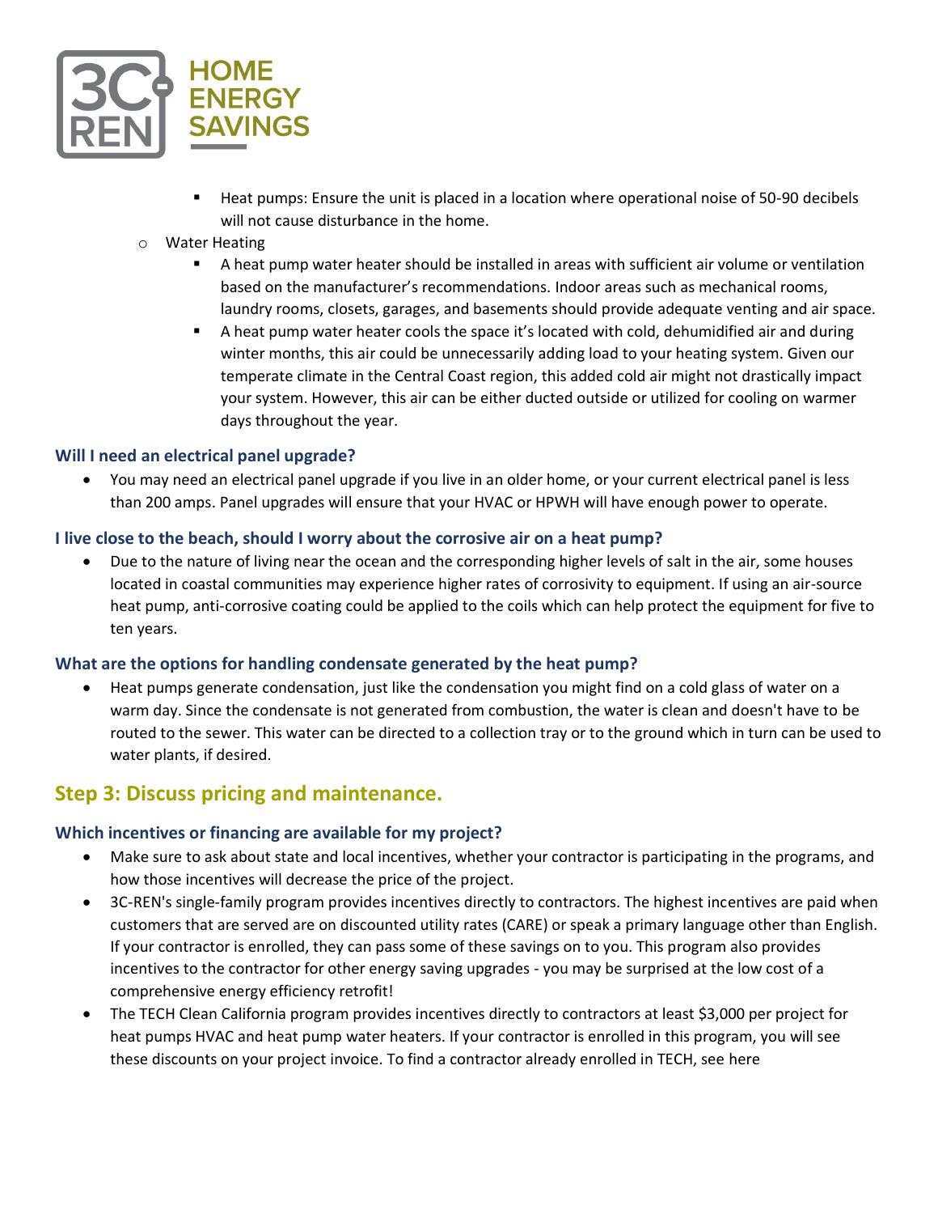- Heat pumps: Ensure the unit is placed in a location where operational noise of 50-90 decibels will not cause disturbance in the home.
- Water Heating
  - A heat pump water heater should be installed in areas with sufficient air volume or ventilation based on the manufacturer's recommendations. Indoor areas such as mechanical rooms, laundry rooms, closets, garages, and basements should provide adequate venting and air space.
  - A heat pump water heater cools the space it's located with cold, dehumidified air and during winter months, this air could be unnecessarily adding load to your heating system. Given our temperate climate in the Central Coast region, this added cold air might not drastically impact your system. However, this air can be either ducted outside or utilized for cooling on warmer days throughout the year.

### Will I need an electrical panel upgrade?

- You may need an electrical panel upgrade if you live in an older home, or your current electrical panel is less than 200 amps. Panel upgrades will ensure that your HVAC or HPWH will have enough power to operate.

### I live close to the beach, should I worry about the corrosive air on a heat pump?

- Due to the nature of living near the ocean and the corresponding higher levels of salt in the air, some houses located in coastal communities may experience higher rates of corrosivity to equipment. If using an air-source heat pump, anti-corrosive coating could be applied to the coils which can help protect the equipment for five to ten years.

### What are the options for handling condensate generated by the heat pump?

- Heat pumps generate condensation, just like the condensation you might find on a cold glass of water on a warm day. Since the condensate is not generated from combustion, the water is clean and doesn't have to be routed to the sewer. This water can be directed to a collection tray or to the ground which in turn can be used to water plants, if desired.

## Step 3: Discuss pricing and maintenance.

### Which incentives or financing are available for my project?

- Make sure to ask about state and local incentives, whether your contractor is participating in the programs, and how those incentives will decrease the price of the project.
- 3C-REN's single-family program provides incentives directly to contractors. The highest incentives are paid when customers that are served are on discounted utility rates (CARE) or speak a primary language other than English. If your contractor is enrolled, they can pass some of these savings on to you. This program also provides incentives to the contractor for other energy saving upgrades - you may be surprised at the low cost of a comprehensive energy efficiency retrofit!
- The TECH Clean California program provides incentives directly to contractors at least $3,000 per project for heat pumps HVAC and heat pump water heaters. If your contractor is enrolled in this program, you will see these discounts on your project invoice. To find a contractor already enrolled in TECH, see here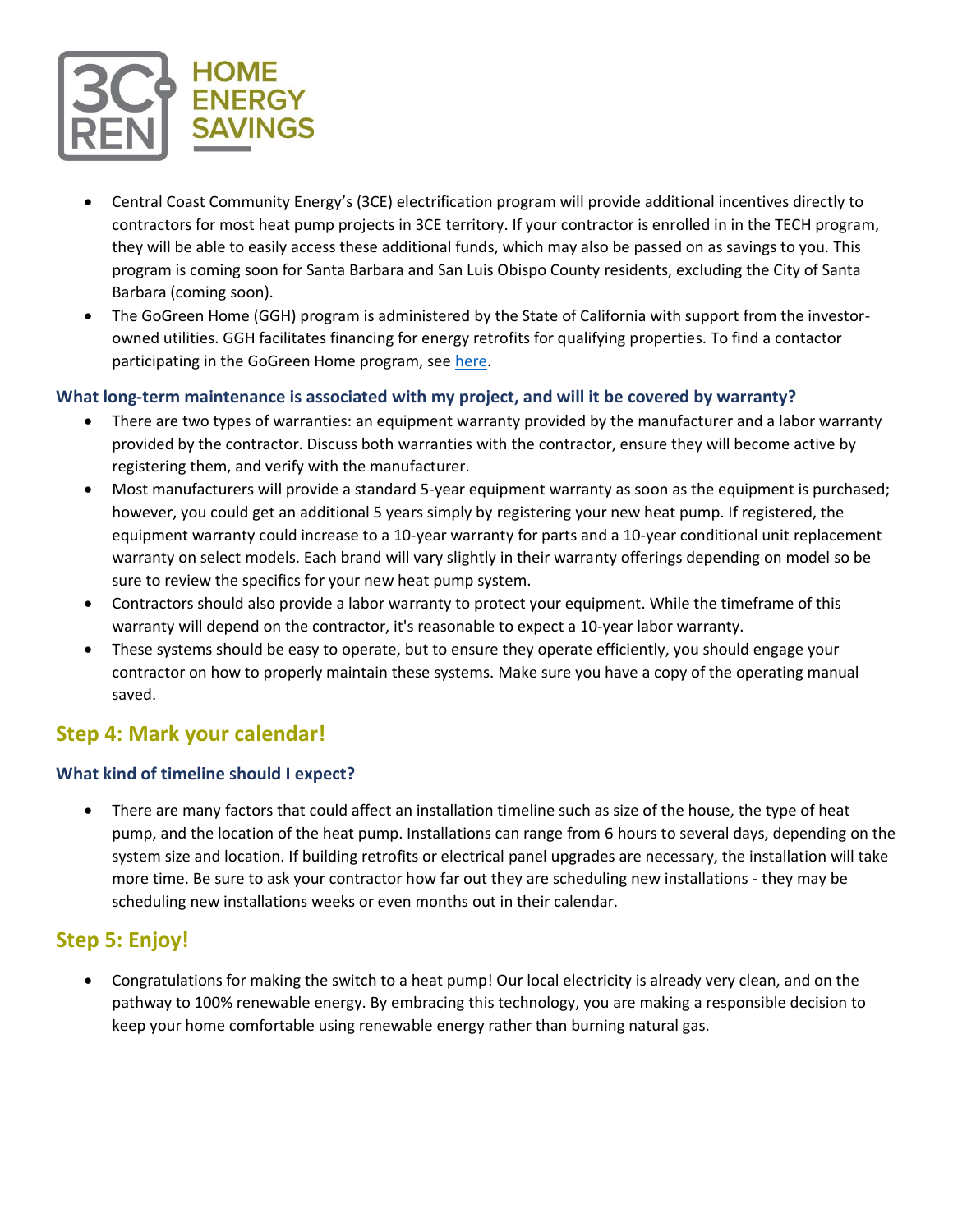- Central Coast Community Energy's (3CE) electrification program will provide additional incentives directly to contractors for most heat pump projects in 3CE territory. If your contractor is enrolled in in the TECH program, they will be able to easily access these additional funds, which may also be passed on as savings to you. This program is coming soon for Santa Barbara and San Luis Obispo County residents, excluding the City of Santa Barbara (coming soon).
- The GoGreen Home (GGH) program is administered by the State of California with support from the investor-owned utilities. GGH facilitates financing for energy retrofits for qualifying properties. To find a contactor participating in the GoGreen Home program, see [here](#).

### What long-term maintenance is associated with my project, and will it be covered by warranty?

- There are two types of warranties: an equipment warranty provided by the manufacturer and a labor warranty provided by the contractor. Discuss both warranties with the contractor, ensure they will become active by registering them, and verify with the manufacturer.
- Most manufacturers will provide a standard 5-year equipment warranty as soon as the equipment is purchased; however, you could get an additional 5 years simply by registering your new heat pump. If registered, the equipment warranty could increase to a 10-year warranty for parts and a 10-year conditional unit replacement warranty on select models. Each brand will vary slightly in their warranty offerings depending on model so be sure to review the specifics for your new heat pump system.
- Contractors should also provide a labor warranty to protect your equipment. While the timeframe of this warranty will depend on the contractor, it's reasonable to expect a 10-year labor warranty.
- These systems should be easy to operate, but to ensure they operate efficiently, you should engage your contractor on how to properly maintain these systems. Make sure you have a copy of the operating manual saved.

## Step 4: Mark your calendar!

### What kind of timeline should I expect?

- There are many factors that could affect an installation timeline such as size of the house, the type of heat pump, and the location of the heat pump. Installations can range from 6 hours to several days, depending on the system size and location. If building retrofits or electrical panel upgrades are necessary, the installation will take more time. Be sure to ask your contractor how far out they are scheduling new installations - they may be scheduling new installations weeks or even months out in their calendar.

## Step 5: Enjoy!

- Congratulations for making the switch to a heat pump! Our local electricity is already very clean, and on the pathway to 100% renewable energy. By embracing this technology, you are making a responsible decision to keep your home comfortable using renewable energy rather than burning natural gas.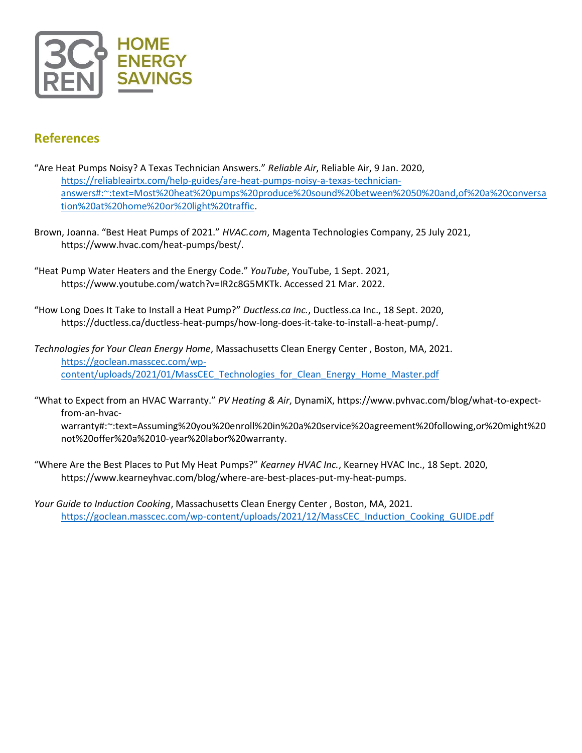## References

"Are Heat Pumps Noisy? A Texas Technician Answers." *Reliable Air*, Reliable Air, 9 Jan. 2020, https://reliableairtx.com/help-guides/are-heat-pumps-noisy-a-texas-technician-answers#:~:text=Most%20heat%20pumps%20produce%20sound%20between%2050%20and,of%20a%20conversation%20at%20home%20or%20light%20traffic.

Brown, Joanna. "Best Heat Pumps of 2021." *HVAC.com*, Magenta Technologies Company, 25 July 2021, https://www.hvac.com/heat-pumps/best/.

"Heat Pump Water Heaters and the Energy Code." *YouTube*, YouTube, 1 Sept. 2021, https://www.youtube.com/watch?v=IR2c8G5MKTk. Accessed 21 Mar. 2022.

"How Long Does It Take to Install a Heat Pump?" *Ductless.ca Inc.*, Ductless.ca Inc., 18 Sept. 2020, https://ductless.ca/ductless-heat-pumps/how-long-does-it-take-to-install-a-heat-pump/.

*Technologies for Your Clean Energy Home*, Massachusetts Clean Energy Center , Boston, MA, 2021. https://goclean.masscec.com/wp-content/uploads/2021/01/MassCEC_Technologies_for_Clean_Energy_Home_Master.pdf

"What to Expect from an HVAC Warranty." *PV Heating & Air*, DynamiX, https://www.pvhvac.com/blog/what-to-expect-from-an-hvac-warranty#:~:text=Assuming%20you%20enroll%20in%20a%20service%20agreement%20following,or%20might%20not%20offer%20a%2010-year%20labor%20warranty.

"Where Are the Best Places to Put My Heat Pumps?" *Kearney HVAC Inc.*, Kearney HVAC Inc., 18 Sept. 2020, https://www.kearneyhvac.com/blog/where-are-best-places-put-my-heat-pumps.

*Your Guide to Induction Cooking*, Massachusetts Clean Energy Center , Boston, MA, 2021. https://goclean.masscec.com/wp-content/uploads/2021/12/MassCEC_Induction_Cooking_GUIDE.pdf